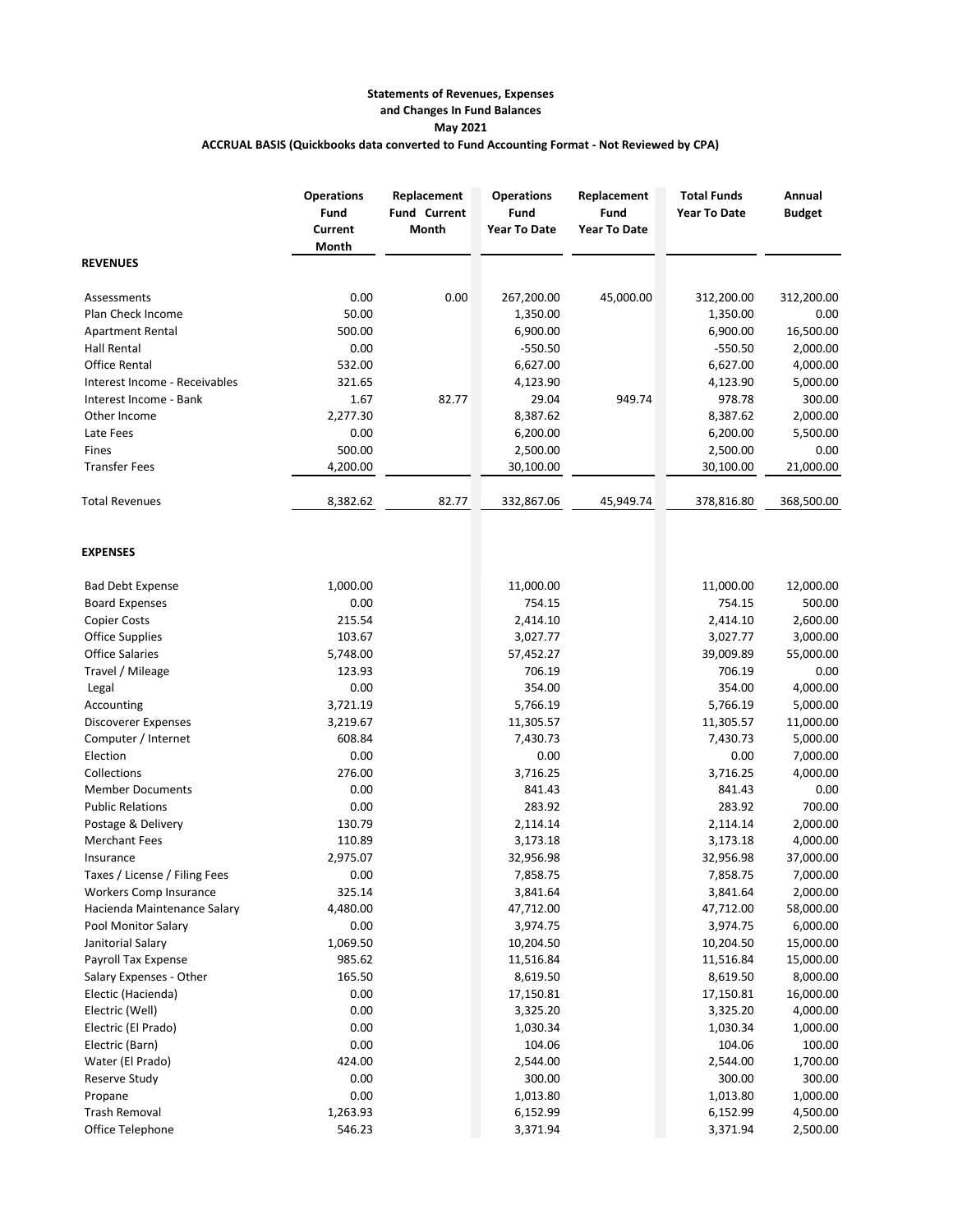**Statements of Revenues, Expenses**
**and Changes In Fund Balances**
**May 2021**
**ACCRUAL BASIS (Quickbooks data converted to Fund Accounting Format - Not Reviewed by CPA)**

| | Operations Fund Current Month | Replacement Fund Current Month | Operations Fund Year To Date | Replacement Fund Year To Date | Total Funds Year To Date | Annual Budget |
|---|---|---|---|---|---|---|
| **REVENUES** | | | | | | |
| Assessments | 0.00 | 0.00 | 267,200.00 | 45,000.00 | 312,200.00 | 312,200.00 |
| Plan Check Income | 50.00 | | 1,350.00 | | 1,350.00 | 0.00 |
| Apartment Rental | 500.00 | | 6,900.00 | | 6,900.00 | 16,500.00 |
| Hall Rental | 0.00 | | -550.50 | | -550.50 | 2,000.00 |
| Office Rental | 532.00 | | 6,627.00 | | 6,627.00 | 4,000.00 |
| Interest Income - Receivables | 321.65 | | 4,123.90 | | 4,123.90 | 5,000.00 |
| Interest Income - Bank | 1.67 | 82.77 | 29.04 | 949.74 | 978.78 | 300.00 |
| Other Income | 2,277.30 | | 8,387.62 | | 8,387.62 | 2,000.00 |
| Late Fees | 0.00 | | 6,200.00 | | 6,200.00 | 5,500.00 |
| Fines | 500.00 | | 2,500.00 | | 2,500.00 | 0.00 |
| Transfer Fees | 4,200.00 | | 30,100.00 | | 30,100.00 | 21,000.00 |
| Total Revenues | 8,382.62 | 82.77 | 332,867.06 | 45,949.74 | 378,816.80 | 368,500.00 |
| **EXPENSES** | | | | | | |
| Bad Debt Expense | 1,000.00 | | 11,000.00 | | 11,000.00 | 12,000.00 |
| Board Expenses | 0.00 | | 754.15 | | 754.15 | 500.00 |
| Copier Costs | 215.54 | | 2,414.10 | | 2,414.10 | 2,600.00 |
| Office Supplies | 103.67 | | 3,027.77 | | 3,027.77 | 3,000.00 |
| Office Salaries | 5,748.00 | | 57,452.27 | | 39,009.89 | 55,000.00 |
| Travel / Mileage | 123.93 | | 706.19 | | 706.19 | 0.00 |
| Legal | 0.00 | | 354.00 | | 354.00 | 4,000.00 |
| Accounting | 3,721.19 | | 5,766.19 | | 5,766.19 | 5,000.00 |
| Discoverer Expenses | 3,219.67 | | 11,305.57 | | 11,305.57 | 11,000.00 |
| Computer / Internet | 608.84 | | 7,430.73 | | 7,430.73 | 5,000.00 |
| Election | 0.00 | | 0.00 | | 0.00 | 7,000.00 |
| Collections | 276.00 | | 3,716.25 | | 3,716.25 | 4,000.00 |
| Member Documents | 0.00 | | 841.43 | | 841.43 | 0.00 |
| Public Relations | 0.00 | | 283.92 | | 283.92 | 700.00 |
| Postage & Delivery | 130.79 | | 2,114.14 | | 2,114.14 | 2,000.00 |
| Merchant Fees | 110.89 | | 3,173.18 | | 3,173.18 | 4,000.00 |
| Insurance | 2,975.07 | | 32,956.98 | | 32,956.98 | 37,000.00 |
| Taxes / License / Filing Fees | 0.00 | | 7,858.75 | | 7,858.75 | 7,000.00 |
| Workers Comp Insurance | 325.14 | | 3,841.64 | | 3,841.64 | 2,000.00 |
| Hacienda Maintenance Salary | 4,480.00 | | 47,712.00 | | 47,712.00 | 58,000.00 |
| Pool Monitor Salary | 0.00 | | 3,974.75 | | 3,974.75 | 6,000.00 |
| Janitorial Salary | 1,069.50 | | 10,204.50 | | 10,204.50 | 15,000.00 |
| Payroll Tax Expense | 985.62 | | 11,516.84 | | 11,516.84 | 15,000.00 |
| Salary Expenses - Other | 165.50 | | 8,619.50 | | 8,619.50 | 8,000.00 |
| Electic (Hacienda) | 0.00 | | 17,150.81 | | 17,150.81 | 16,000.00 |
| Electric (Well) | 0.00 | | 3,325.20 | | 3,325.20 | 4,000.00 |
| Electric (El Prado) | 0.00 | | 1,030.34 | | 1,030.34 | 1,000.00 |
| Electric (Barn) | 0.00 | | 104.06 | | 104.06 | 100.00 |
| Water (El Prado) | 424.00 | | 2,544.00 | | 2,544.00 | 1,700.00 |
| Reserve Study | 0.00 | | 300.00 | | 300.00 | 300.00 |
| Propane | 0.00 | | 1,013.80 | | 1,013.80 | 1,000.00 |
| Trash Removal | 1,263.93 | | 6,152.99 | | 6,152.99 | 4,500.00 |
| Office Telephone | 546.23 | | 3,371.94 | | 3,371.94 | 2,500.00 |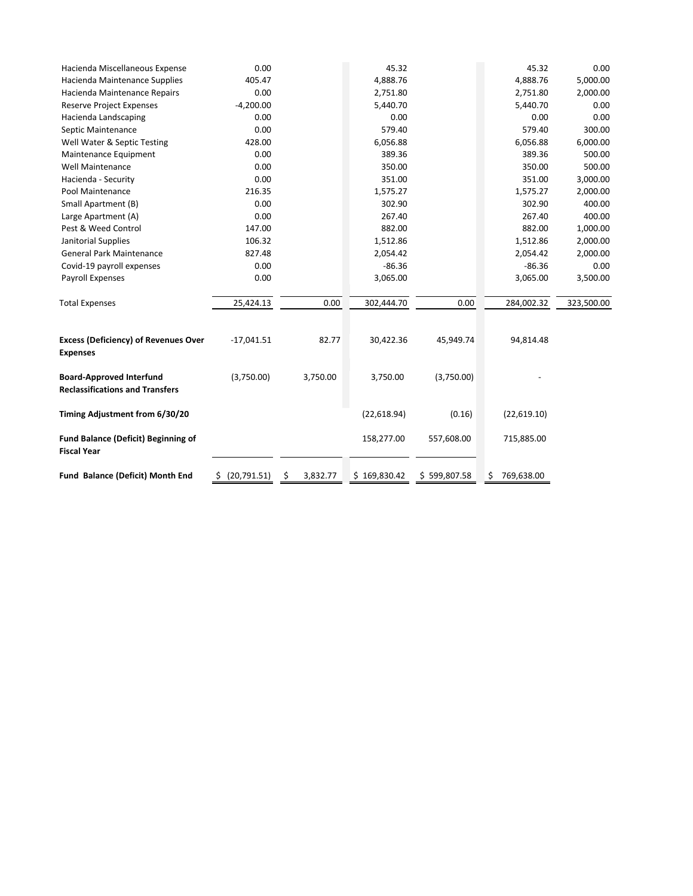| | | | | | | |
|---|---|---|---|---|---|---|
| Hacienda Miscellaneous Expense | 0.00 | | 45.32 | | 45.32 | 0.00 |
| Hacienda Maintenance Supplies | 405.47 | | 4,888.76 | | 4,888.76 | 5,000.00 |
| Hacienda Maintenance Repairs | 0.00 | | 2,751.80 | | 2,751.80 | 2,000.00 |
| Reserve Project Expenses | -4,200.00 | | 5,440.70 | | 5,440.70 | 0.00 |
| Hacienda Landscaping | 0.00 | | 0.00 | | 0.00 | 0.00 |
| Septic Maintenance | 0.00 | | 579.40 | | 579.40 | 300.00 |
| Well Water & Septic Testing | 428.00 | | 6,056.88 | | 6,056.88 | 6,000.00 |
| Maintenance Equipment | 0.00 | | 389.36 | | 389.36 | 500.00 |
| Well Maintenance | 0.00 | | 350.00 | | 350.00 | 500.00 |
| Hacienda - Security | 0.00 | | 351.00 | | 351.00 | 3,000.00 |
| Pool Maintenance | 216.35 | | 1,575.27 | | 1,575.27 | 2,000.00 |
| Small Apartment (B) | 0.00 | | 302.90 | | 302.90 | 400.00 |
| Large Apartment (A) | 0.00 | | 267.40 | | 267.40 | 400.00 |
| Pest & Weed Control | 147.00 | | 882.00 | | 882.00 | 1,000.00 |
| Janitorial Supplies | 106.32 | | 1,512.86 | | 1,512.86 | 2,000.00 |
| General Park Maintenance | 827.48 | | 2,054.42 | | 2,054.42 | 2,000.00 |
| Covid-19 payroll expenses | 0.00 | | -86.36 | | -86.36 | 0.00 |
| Payroll Expenses | 0.00 | | 3,065.00 | | 3,065.00 | 3,500.00 |
| Total Expenses | 25,424.13 | 0.00 | 302,444.70 | 0.00 | 284,002.32 | 323,500.00 |
| **Excess (Deficiency) of Revenues Over Expenses** | -17,041.51 | 82.77 | 30,422.36 | 45,949.74 | 94,814.48 | |
| **Board-Approved Interfund Reclassifications and Transfers** | (3,750.00) | 3,750.00 | 3,750.00 | (3,750.00) | - | |
| **Timing Adjustment from 6/30/20** | | | (22,618.94) | (0.16) | (22,619.10) | |
| **Fund Balance (Deficit) Beginning of Fiscal Year** | | | 158,277.00 | 557,608.00 | 715,885.00 | |
| **Fund Balance (Deficit) Month End** | $ (20,791.51) | $ 3,832.77 | $ 169,830.42 | $ 599,807.58 | $ 769,638.00 | |